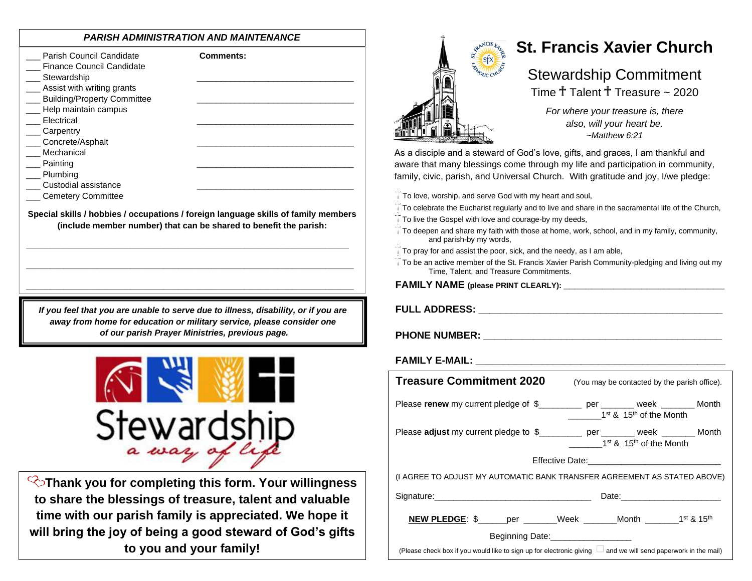## *PARISH ADMINISTRATION AND MAINTENANCE*

___ Parish Council Candidate
___ Finance Council Candidate
___ Stewardship
___ Assist with writing grants
___ Building/Property Committee
___ Help maintain campus
___ Electrical
___ Carpentry
___ Concrete/Asphalt
___ Mechanical
___ Painting
___ Plumbing
___ Custodial assistance
___ Cemetery Committee

**Comments:**

________________________________

________________________________

________________________________

________________________________

________________________________

________________________________

**Special skills / hobbies / occupations / foreign language skills of family members (include member number) that can be shared to benefit the parish:**

______________________________________________________________________

______________________________________________________________________

______________________________________________________________________

***If you feel that you are unable to serve due to illness, disability, or if you are away from home for education or military service, please consider one of our parish Prayer Ministries, previous page.***

Stewardship
*a way of life*

**Thank you for completing this form. Your willingness to share the blessings of treasure, talent and valuable time with our parish family is appreciated. We hope it will bring the joy of being a good steward of God's gifts to you and your family!**

# St. Francis Xavier Church

## Stewardship Commitment

Time ✝ Talent ✝ Treasure ~ 2020

*For where your treasure is, there also, will your heart be.*
*~Matthew 6:21*

As a disciple and a steward of God's love, gifts, and graces, I am thankful and aware that many blessings come through my life and participation in community, family, civic, parish, and Universal Church. With gratitude and joy, I/we pledge:

- To love, worship, and serve God with my heart and soul,
- To celebrate the Eucharist regularly and to live and share in the sacramental life of the Church,
- To live the Gospel with love and courage-by my deeds,
- To deepen and share my faith with those at home, work, school, and in my family, community, and parish-by my words,
- To pray for and assist the poor, sick, and the needy, as I am able,
- To be an active member of the St. Francis Xavier Parish Community-pledging and living out my Time, Talent, and Treasure Commitments.

**FAMILY NAME (please PRINT CLEARLY):** ________________________________

**FULL ADDRESS:** ______________________________________________

**PHONE NUMBER:** _____________________________________________

**FAMILY E-MAIL:** _____________________________________________

**Treasure Commitment 2020** (You may be contacted by the parish office).

Please **renew** my current pledge of $_________ per _______ week _______ Month _______ 1st & 15th of the Month

Please **adjust** my current pledge to $_________ per _______ week _______ Month _______ 1st & 15th of the Month

Effective Date:___________________________

(I AGREE TO ADJUST MY AUTOMATIC BANK TRANSFER AGREEMENT AS STATED ABOVE)

Signature:_______________________________ Date:____________________

**NEW PLEDGE**: $______per _______Week _______Month _______1st & 15th

Beginning Date:_________________

(Please check box if you would like to sign up for electronic giving ☐ and we will send paperwork in the mail)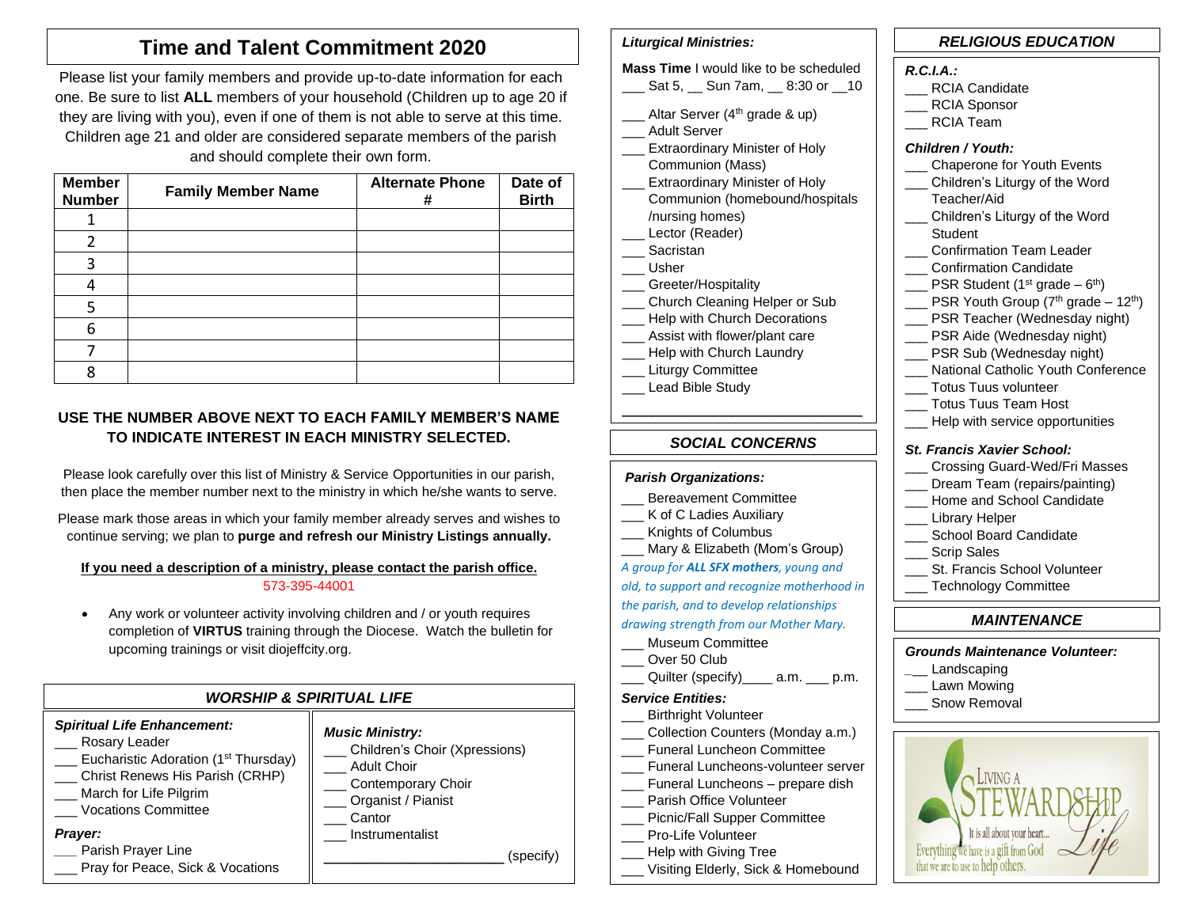# Time and Talent Commitment 2020

Please list your family members and provide up-to-date information for each one. Be sure to list **ALL** members of your household (Children up to age 20 if they are living with you), even if one of them is not able to serve at this time. Children age 21 and older are considered separate members of the parish and should complete their own form.

| Member Number | Family Member Name | Alternate Phone # | Date of Birth |
|---|---|---|---|
| 1 | | | |
| 2 | | | |
| 3 | | | |
| 4 | | | |
| 5 | | | |
| 6 | | | |
| 7 | | | |
| 8 | | | |

**USE THE NUMBER ABOVE NEXT TO EACH FAMILY MEMBER'S NAME TO INDICATE INTEREST IN EACH MINISTRY SELECTED.**

Please look carefully over this list of Ministry & Service Opportunities in our parish, then place the member number next to the ministry in which he/she wants to serve.

Please mark those areas in which your family member already serves and wishes to continue serving; we plan to **purge and refresh our Ministry Listings annually.**

**If you need a description of a ministry, please contact the parish office.**
573-395-44001

- Any work or volunteer activity involving children and / or youth requires completion of **VIRTUS** training through the Diocese. Watch the bulletin for upcoming trainings or visit diojeffcity.org.

## WORSHIP & SPIRITUAL LIFE

***Spiritual Life Enhancement:***

___ Rosary Leader
___ Eucharistic Adoration (1st Thursday)
___ Christ Renews His Parish (CRHP)
___ March for Life Pilgrim
___ Vocations Committee

***Prayer:***

___ Parish Prayer Line
___ Pray for Peace, Sick & Vocations

***Music Ministry:***

___ Children's Choir (Xpressions)
___ Adult Choir
___ Contemporary Choir
___ Organist / Pianist
___ Cantor
___ Instrumentalist
______________________ (specify)

***Liturgical Ministries:***

**Mass Time** I would like to be scheduled
___ Sat 5, __ Sun 7am, __ 8:30 or __10

___ Altar Server (4th grade & up)
___ Adult Server
___ Extraordinary Minister of Holy Communion (Mass)
___ Extraordinary Minister of Holy Communion (homebound/hospitals /nursing homes)
___ Lector (Reader)
___ Sacristan
___ Usher
___ Greeter/Hospitality
___ Church Cleaning Helper or Sub
___ Help with Church Decorations
___ Assist with flower/plant care
___ Help with Church Laundry
___ Liturgy Committee
___ Lead Bible Study
______________________________

## SOCIAL CONCERNS

***Parish Organizations:***

___ Bereavement Committee
___ K of C Ladies Auxiliary
___ Knights of Columbus
___ Mary & Elizabeth (Mom's Group)
*A group for **ALL SFX mothers**, young and old, to support and recognize motherhood in the parish, and to develop relationships drawing strength from our Mother Mary.*
___ Museum Committee
___ Over 50 Club
___ Quilter (specify)____ a.m. ___ p.m.

***Service Entities:***

___ Birthright Volunteer
___ Collection Counters (Monday a.m.)
___ Funeral Luncheon Committee
___ Funeral Luncheons-volunteer server
___ Funeral Luncheons – prepare dish
___ Parish Office Volunteer
___ Picnic/Fall Supper Committee
___ Pro-Life Volunteer
___ Help with Giving Tree
___ Visiting Elderly, Sick & Homebound

## RELIGIOUS EDUCATION

***R.C.I.A.:***

___ RCIA Candidate
___ RCIA Sponsor
___ RCIA Team

***Children / Youth:***

___ Chaperone for Youth Events
___ Children's Liturgy of the Word Teacher/Aid
___ Children's Liturgy of the Word Student
___ Confirmation Team Leader
___ Confirmation Candidate
___ PSR Student (1st grade – 6th)
___ PSR Youth Group (7th grade – 12th)
___ PSR Teacher (Wednesday night)
___ PSR Aide (Wednesday night)
___ PSR Sub (Wednesday night)
___ National Catholic Youth Conference
___ Totus Tuus volunteer
___ Totus Tuus Team Host
___ Help with service opportunities

***St. Francis Xavier School:***

___ Crossing Guard-Wed/Fri Masses
___ Dream Team (repairs/painting)
___ Home and School Candidate
___ Library Helper
___ School Board Candidate
___ Scrip Sales
___ St. Francis School Volunteer
___ Technology Committee

## MAINTENANCE

***Grounds Maintenance Volunteer:***

___ Landscaping
___ Lawn Mowing
___ Snow Removal

Living a Stewardship Life
It is all about your heart...
Everything we have is a gift from God that we are to use to help others.